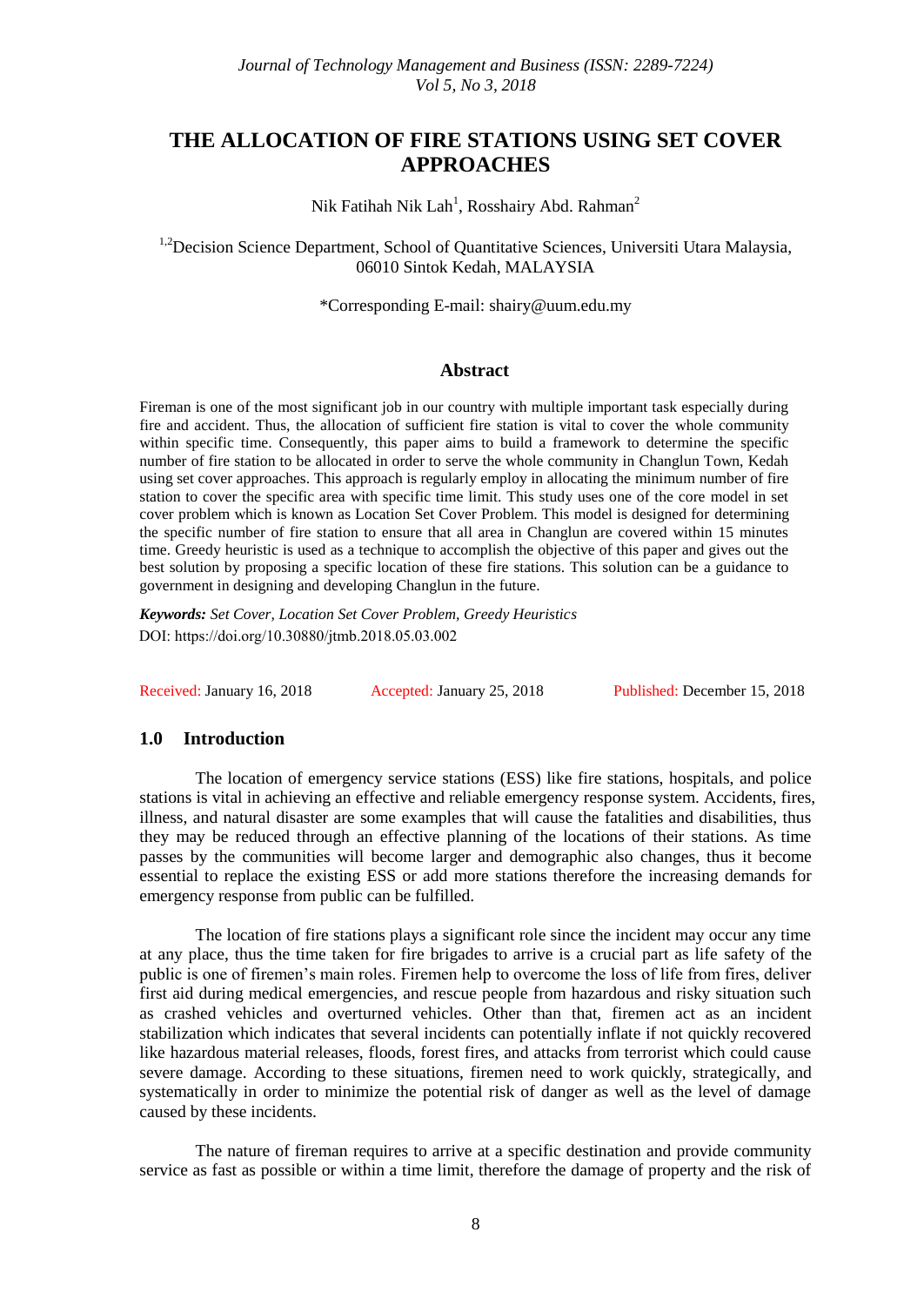# THE ALLOCATION OF FIRE STATIONS USING SET COVER APPROACHES

Nik Fatihah Nik Lah[1], Rosshairy Abd. Rahman[2]

[1,2]Decision Science Department, School of Quantitative Sciences, Universiti Utara Malaysia, 06010 Sintok Kedah, MALAYSIA

*Corresponding E-mail: shairy@uum.edu.my

## Abstract

Fireman is one of the most significant job in our country with multiple important task especially during fire and accident. Thus, the allocation of sufficient fire station is vital to cover the whole community within specific time. Consequently, this paper aims to build a framework to determine the specific number of fire station to be allocated in order to serve the whole community in Changlun Town, Kedah using set cover approaches. This approach is regularly employ in allocating the minimum number of fire station to cover the specific area with specific time limit. This study uses one of the core model in set cover problem which is known as Location Set Cover Problem. This model is designed for determining the specific number of fire station to ensure that all area in Changlun are covered within 15 minutes time. Greedy heuristic is used as a technique to accomplish the objective of this paper and gives out the best solution by proposing a specific location of these fire stations. This solution can be a guidance to government in designing and developing Changlun in the future.

***Keywords:*** *Set Cover, Location Set Cover Problem, Greedy Heuristics*

DOI: https://doi.org/10.30880/jtmb.2018.05.03.002

Received: January 16, 2018 Accepted: January 25, 2018 Published: December 15, 2018

## 1.0 Introduction

The location of emergency service stations (ESS) like fire stations, hospitals, and police stations is vital in achieving an effective and reliable emergency response system. Accidents, fires, illness, and natural disaster are some examples that will cause the fatalities and disabilities, thus they may be reduced through an effective planning of the locations of their stations. As time passes by the communities will become larger and demographic also changes, thus it become essential to replace the existing ESS or add more stations therefore the increasing demands for emergency response from public can be fulfilled.

The location of fire stations plays a significant role since the incident may occur any time at any place, thus the time taken for fire brigades to arrive is a crucial part as life safety of the public is one of firemen's main roles. Firemen help to overcome the loss of life from fires, deliver first aid during medical emergencies, and rescue people from hazardous and risky situation such as crashed vehicles and overturned vehicles. Other than that, firemen act as an incident stabilization which indicates that several incidents can potentially inflate if not quickly recovered like hazardous material releases, floods, forest fires, and attacks from terrorist which could cause severe damage. According to these situations, firemen need to work quickly, strategically, and systematically in order to minimize the potential risk of danger as well as the level of damage caused by these incidents.

The nature of fireman requires to arrive at a specific destination and provide community service as fast as possible or within a time limit, therefore the damage of property and the risk of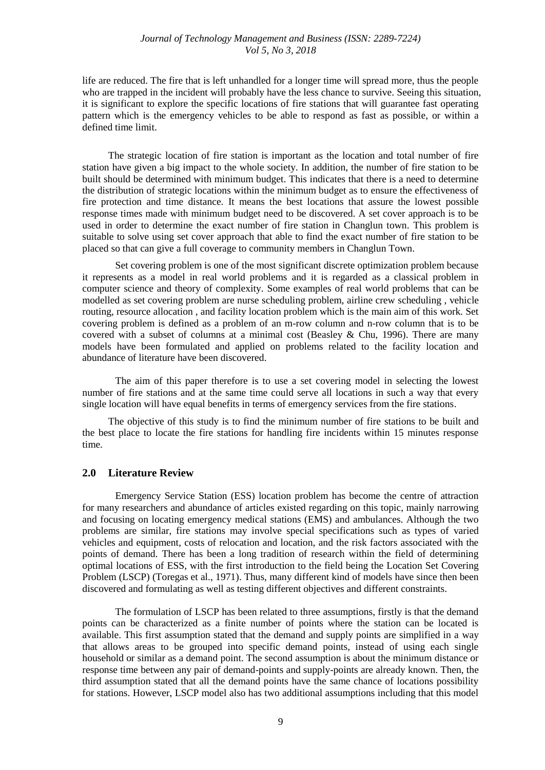life are reduced. The fire that is left unhandled for a longer time will spread more, thus the people who are trapped in the incident will probably have the less chance to survive. Seeing this situation, it is significant to explore the specific locations of fire stations that will guarantee fast operating pattern which is the emergency vehicles to be able to respond as fast as possible, or within a defined time limit.

The strategic location of fire station is important as the location and total number of fire station have given a big impact to the whole society. In addition, the number of fire station to be built should be determined with minimum budget. This indicates that there is a need to determine the distribution of strategic locations within the minimum budget as to ensure the effectiveness of fire protection and time distance. It means the best locations that assure the lowest possible response times made with minimum budget need to be discovered. A set cover approach is to be used in order to determine the exact number of fire station in Changlun town. This problem is suitable to solve using set cover approach that able to find the exact number of fire station to be placed so that can give a full coverage to community members in Changlun Town.

Set covering problem is one of the most significant discrete optimization problem because it represents as a model in real world problems and it is regarded as a classical problem in computer science and theory of complexity. Some examples of real world problems that can be modelled as set covering problem are nurse scheduling problem, airline crew scheduling , vehicle routing, resource allocation , and facility location problem which is the main aim of this work. Set covering problem is defined as a problem of an m-row column and n-row column that is to be covered with a subset of columns at a minimal cost (Beasley & Chu, 1996). There are many models have been formulated and applied on problems related to the facility location and abundance of literature have been discovered.

The aim of this paper therefore is to use a set covering model in selecting the lowest number of fire stations and at the same time could serve all locations in such a way that every single location will have equal benefits in terms of emergency services from the fire stations.

The objective of this study is to find the minimum number of fire stations to be built and the best place to locate the fire stations for handling fire incidents within 15 minutes response time.

## 2.0 Literature Review

Emergency Service Station (ESS) location problem has become the centre of attraction for many researchers and abundance of articles existed regarding on this topic, mainly narrowing and focusing on locating emergency medical stations (EMS) and ambulances. Although the two problems are similar, fire stations may involve special specifications such as types of varied vehicles and equipment, costs of relocation and location, and the risk factors associated with the points of demand. There has been a long tradition of research within the field of determining optimal locations of ESS, with the first introduction to the field being the Location Set Covering Problem (LSCP) (Toregas et al., 1971). Thus, many different kind of models have since then been discovered and formulating as well as testing different objectives and different constraints.

The formulation of LSCP has been related to three assumptions, firstly is that the demand points can be characterized as a finite number of points where the station can be located is available. This first assumption stated that the demand and supply points are simplified in a way that allows areas to be grouped into specific demand points, instead of using each single household or similar as a demand point. The second assumption is about the minimum distance or response time between any pair of demand-points and supply-points are already known. Then, the third assumption stated that all the demand points have the same chance of locations possibility for stations. However, LSCP model also has two additional assumptions including that this model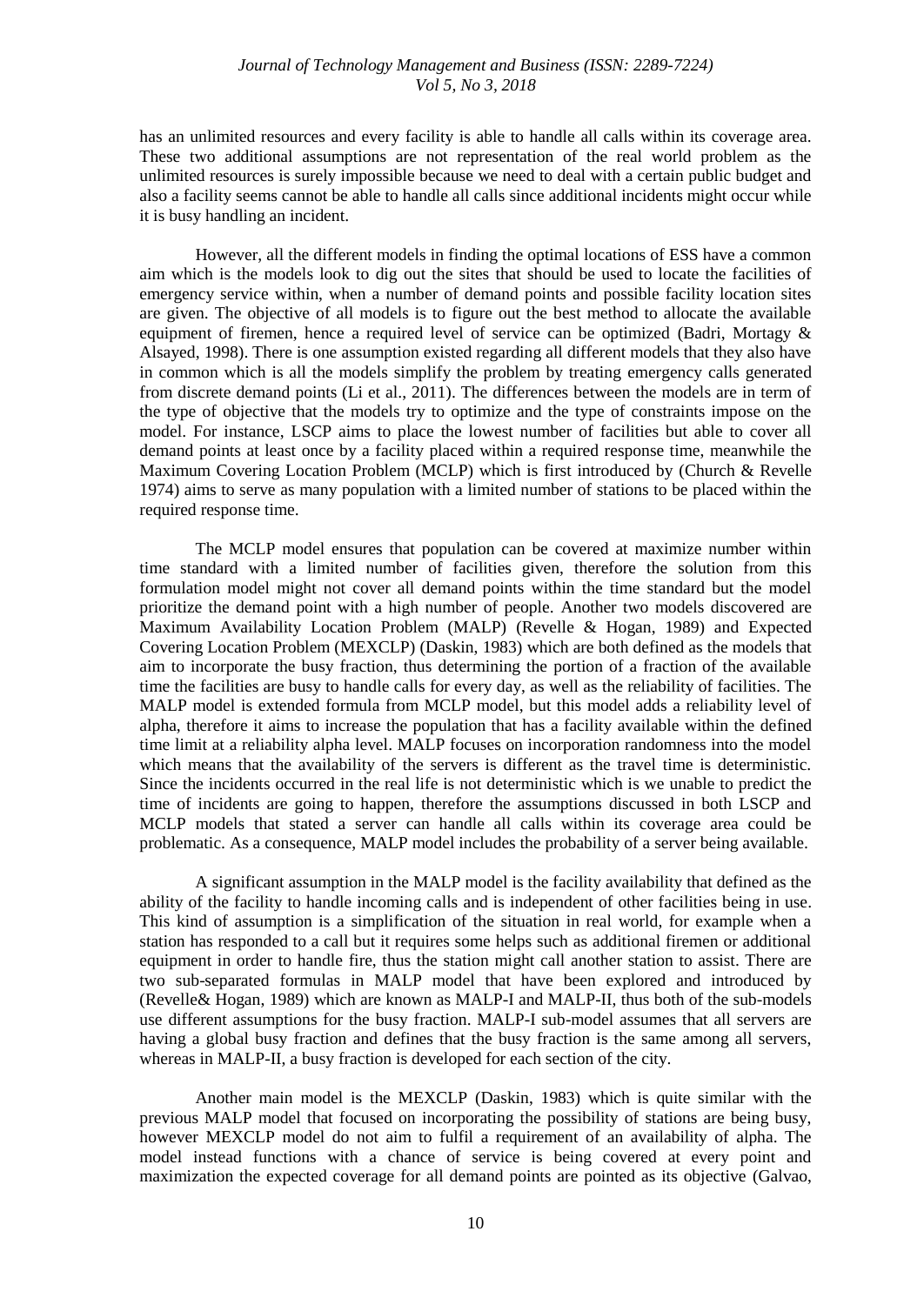has an unlimited resources and every facility is able to handle all calls within its coverage area. These two additional assumptions are not representation of the real world problem as the unlimited resources is surely impossible because we need to deal with a certain public budget and also a facility seems cannot be able to handle all calls since additional incidents might occur while it is busy handling an incident.

However, all the different models in finding the optimal locations of ESS have a common aim which is the models look to dig out the sites that should be used to locate the facilities of emergency service within, when a number of demand points and possible facility location sites are given. The objective of all models is to figure out the best method to allocate the available equipment of firemen, hence a required level of service can be optimized (Badri, Mortagy & Alsayed, 1998). There is one assumption existed regarding all different models that they also have in common which is all the models simplify the problem by treating emergency calls generated from discrete demand points (Li et al., 2011). The differences between the models are in term of the type of objective that the models try to optimize and the type of constraints impose on the model. For instance, LSCP aims to place the lowest number of facilities but able to cover all demand points at least once by a facility placed within a required response time, meanwhile the Maximum Covering Location Problem (MCLP) which is first introduced by (Church & Revelle 1974) aims to serve as many population with a limited number of stations to be placed within the required response time.

The MCLP model ensures that population can be covered at maximize number within time standard with a limited number of facilities given, therefore the solution from this formulation model might not cover all demand points within the time standard but the model prioritize the demand point with a high number of people. Another two models discovered are Maximum Availability Location Problem (MALP) (Revelle & Hogan, 1989) and Expected Covering Location Problem (MEXCLP) (Daskin, 1983) which are both defined as the models that aim to incorporate the busy fraction, thus determining the portion of a fraction of the available time the facilities are busy to handle calls for every day, as well as the reliability of facilities. The MALP model is extended formula from MCLP model, but this model adds a reliability level of alpha, therefore it aims to increase the population that has a facility available within the defined time limit at a reliability alpha level. MALP focuses on incorporation randomness into the model which means that the availability of the servers is different as the travel time is deterministic. Since the incidents occurred in the real life is not deterministic which is we unable to predict the time of incidents are going to happen, therefore the assumptions discussed in both LSCP and MCLP models that stated a server can handle all calls within its coverage area could be problematic. As a consequence, MALP model includes the probability of a server being available.

A significant assumption in the MALP model is the facility availability that defined as the ability of the facility to handle incoming calls and is independent of other facilities being in use. This kind of assumption is a simplification of the situation in real world, for example when a station has responded to a call but it requires some helps such as additional firemen or additional equipment in order to handle fire, thus the station might call another station to assist. There are two sub-separated formulas in MALP model that have been explored and introduced by (Revelle& Hogan, 1989) which are known as MALP-I and MALP-II, thus both of the sub-models use different assumptions for the busy fraction. MALP-I sub-model assumes that all servers are having a global busy fraction and defines that the busy fraction is the same among all servers, whereas in MALP-II, a busy fraction is developed for each section of the city.

Another main model is the MEXCLP (Daskin, 1983) which is quite similar with the previous MALP model that focused on incorporating the possibility of stations are being busy, however MEXCLP model do not aim to fulfil a requirement of an availability of alpha. The model instead functions with a chance of service is being covered at every point and maximization the expected coverage for all demand points are pointed as its objective (Galvao,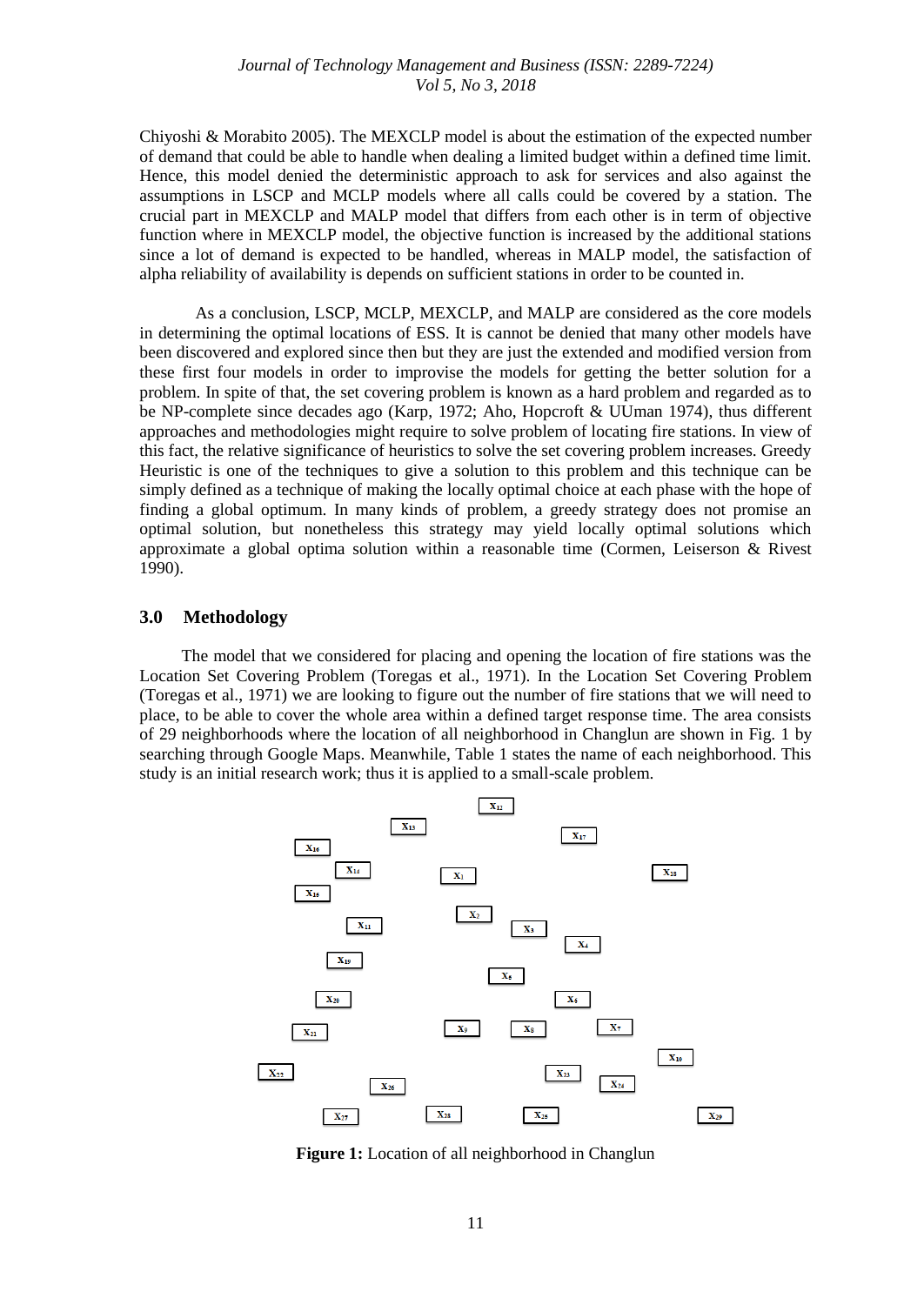Chiyoshi & Morabito 2005). The MEXCLP model is about the estimation of the expected number of demand that could be able to handle when dealing a limited budget within a defined time limit. Hence, this model denied the deterministic approach to ask for services and also against the assumptions in LSCP and MCLP models where all calls could be covered by a station. The crucial part in MEXCLP and MALP model that differs from each other is in term of objective function where in MEXCLP model, the objective function is increased by the additional stations since a lot of demand is expected to be handled, whereas in MALP model, the satisfaction of alpha reliability of availability is depends on sufficient stations in order to be counted in.

As a conclusion, LSCP, MCLP, MEXCLP, and MALP are considered as the core models in determining the optimal locations of ESS. It is cannot be denied that many other models have been discovered and explored since then but they are just the extended and modified version from these first four models in order to improvise the models for getting the better solution for a problem. In spite of that, the set covering problem is known as a hard problem and regarded as to be NP-complete since decades ago (Karp, 1972; Aho, Hopcroft & UUman 1974), thus different approaches and methodologies might require to solve problem of locating fire stations. In view of this fact, the relative significance of heuristics to solve the set covering problem increases. Greedy Heuristic is one of the techniques to give a solution to this problem and this technique can be simply defined as a technique of making the locally optimal choice at each phase with the hope of finding a global optimum. In many kinds of problem, a greedy strategy does not promise an optimal solution, but nonetheless this strategy may yield locally optimal solutions which approximate a global optima solution within a reasonable time (Cormen, Leiserson & Rivest 1990).

## 3.0 Methodology

The model that we considered for placing and opening the location of fire stations was the Location Set Covering Problem (Toregas et al., 1971). In the Location Set Covering Problem (Toregas et al., 1971) we are looking to figure out the number of fire stations that we will need to place, to be able to cover the whole area within a defined target response time. The area consists of 29 neighborhoods where the location of all neighborhood in Changlun are shown in Fig. 1 by searching through Google Maps. Meanwhile, Table 1 states the name of each neighborhood. This study is an initial research work; thus it is applied to a small-scale problem.

$X_{12}$ $X_{13}$ $X_{17}$ $X_{16}$ $X_{14}$ $X_1$ $X_{18}$ $X_{15}$ $X_2$ $X_{11}$ $X_3$ $X_4$ $X_{19}$ $X_5$ $X_{20}$ $X_6$ $X_{21}$ $X_9$ $X_8$ $X_7$ $X_{10}$ $X_{22}$ $X_{23}$ $X_{26}$ $X_{24}$ $X_{27}$ $X_{28}$ $X_{25}$ $X_{29}$

**Figure 1:** Location of all neighborhood in Changlun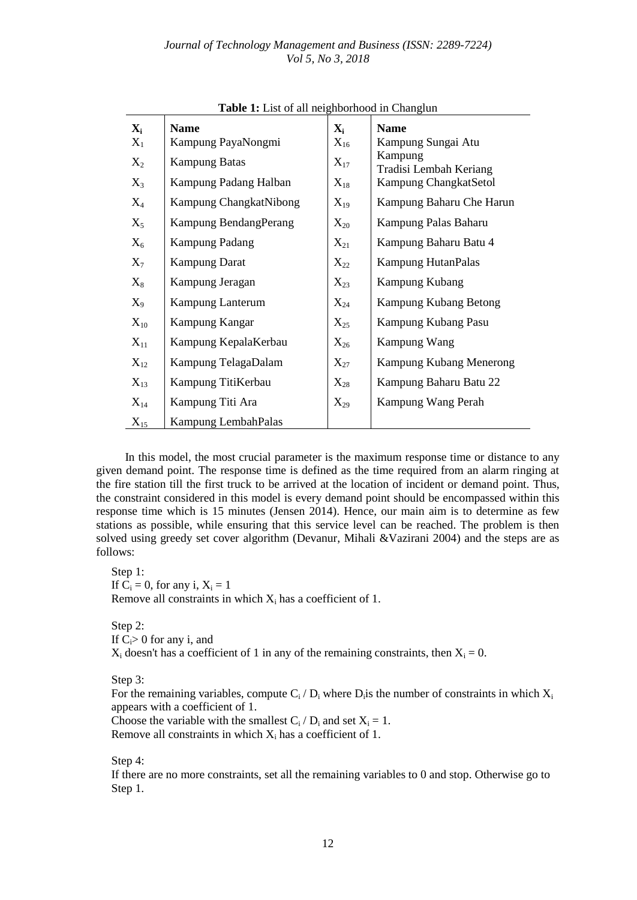**Table 1:** List of all neighborhood in Changlun

| $X_i$ | Name | $X_i$ | Name |
|---|---|---|---|
| $X_1$ | Kampung PayaNongmi | $X_{16}$ | Kampung Sungai Atu |
| $X_2$ | Kampung Batas | $X_{17}$ | Kampung Tradisi Lembah Keriang |
| $X_3$ | Kampung Padang Halban | $X_{18}$ | Kampung ChangkatSetol |
| $X_4$ | Kampung ChangkatNibong | $X_{19}$ | Kampung Baharu Che Harun |
| $X_5$ | Kampung BendangPerang | $X_{20}$ | Kampung Palas Baharu |
| $X_6$ | Kampung Padang | $X_{21}$ | Kampung Baharu Batu 4 |
| $X_7$ | Kampung Darat | $X_{22}$ | Kampung HutanPalas |
| $X_8$ | Kampung Jeragan | $X_{23}$ | Kampung Kubang |
| $X_9$ | Kampung Lanterum | $X_{24}$ | Kampung Kubang Betong |
| $X_{10}$ | Kampung Kangar | $X_{25}$ | Kampung Kubang Pasu |
| $X_{11}$ | Kampung KepalaKerbau | $X_{26}$ | Kampung Wang |
| $X_{12}$ | Kampung TelagaDalam | $X_{27}$ | Kampung Kubang Menerong |
| $X_{13}$ | Kampung TitiKerbau | $X_{28}$ | Kampung Baharu Batu 22 |
| $X_{14}$ | Kampung Titi Ara | $X_{29}$ | Kampung Wang Perah |
| $X_{15}$ | Kampung LembahPalas | | |

In this model, the most crucial parameter is the maximum response time or distance to any given demand point. The response time is defined as the time required from an alarm ringing at the fire station till the first truck to be arrived at the location of incident or demand point. Thus, the constraint considered in this model is every demand point should be encompassed within this response time which is 15 minutes (Jensen 2014). Hence, our main aim is to determine as few stations as possible, while ensuring that this service level can be reached. The problem is then solved using greedy set cover algorithm (Devanur, Mihali &Vazirani 2004) and the steps are as follows:

Step 1:
If $C_i = 0$, for any i, $X_i = 1$
Remove all constraints in which $X_i$ has a coefficient of 1.

Step 2:
If $C_i > 0$ for any i, and
$X_i$ doesn't has a coefficient of 1 in any of the remaining constraints, then $X_i = 0$.

Step 3:
For the remaining variables, compute $C_i / D_i$ where $D_i$is the number of constraints in which $X_i$ appears with a coefficient of 1.
Choose the variable with the smallest $C_i / D_i$ and set $X_i = 1$.
Remove all constraints in which $X_i$ has a coefficient of 1.

Step 4:
If there are no more constraints, set all the remaining variables to 0 and stop. Otherwise go to Step 1.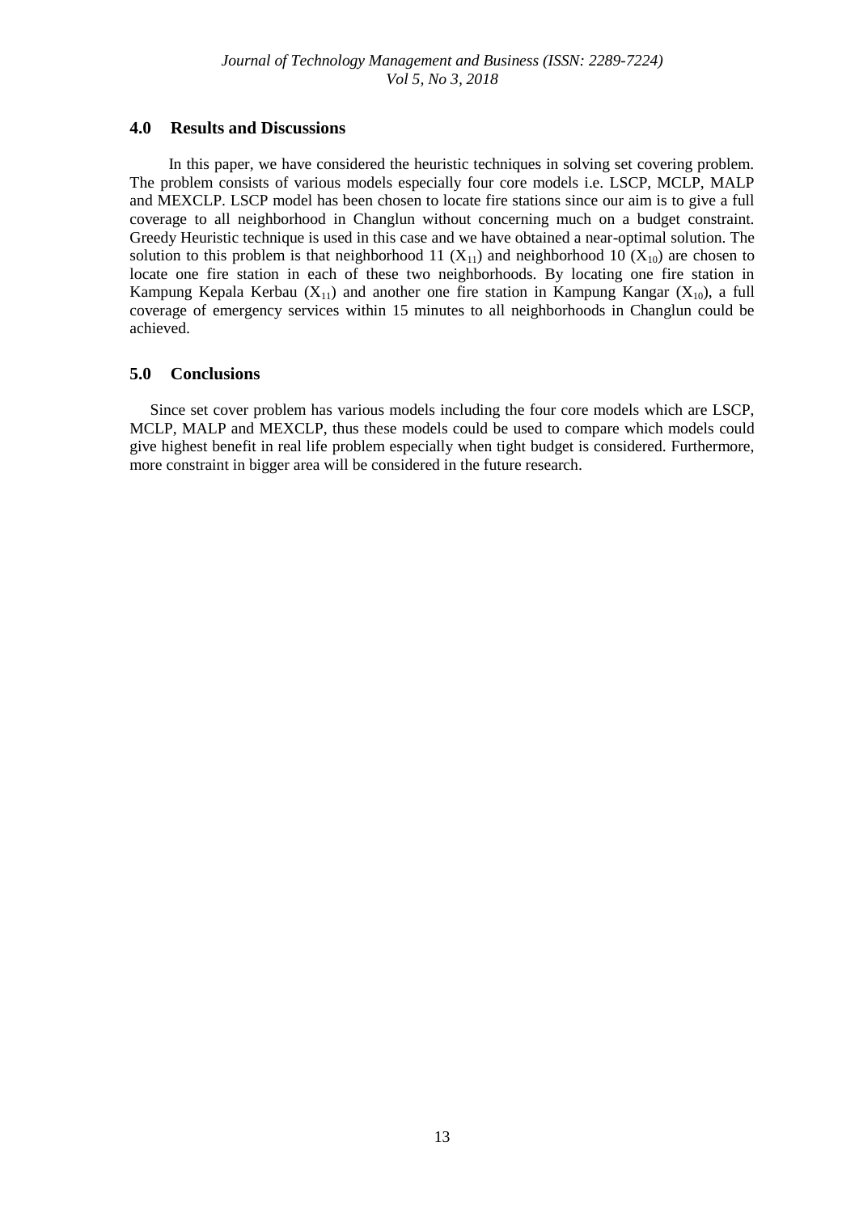## 4.0 Results and Discussions

In this paper, we have considered the heuristic techniques in solving set covering problem. The problem consists of various models especially four core models i.e. LSCP, MCLP, MALP and MEXCLP. LSCP model has been chosen to locate fire stations since our aim is to give a full coverage to all neighborhood in Changlun without concerning much on a budget constraint. Greedy Heuristic technique is used in this case and we have obtained a near-optimal solution. The solution to this problem is that neighborhood 11 ($X_{11}$) and neighborhood 10 ($X_{10}$) are chosen to locate one fire station in each of these two neighborhoods. By locating one fire station in Kampung Kepala Kerbau ($X_{11}$) and another one fire station in Kampung Kangar ($X_{10}$), a full coverage of emergency services within 15 minutes to all neighborhoods in Changlun could be achieved.

## 5.0 Conclusions

Since set cover problem has various models including the four core models which are LSCP, MCLP, MALP and MEXCLP, thus these models could be used to compare which models could give highest benefit in real life problem especially when tight budget is considered. Furthermore, more constraint in bigger area will be considered in the future research.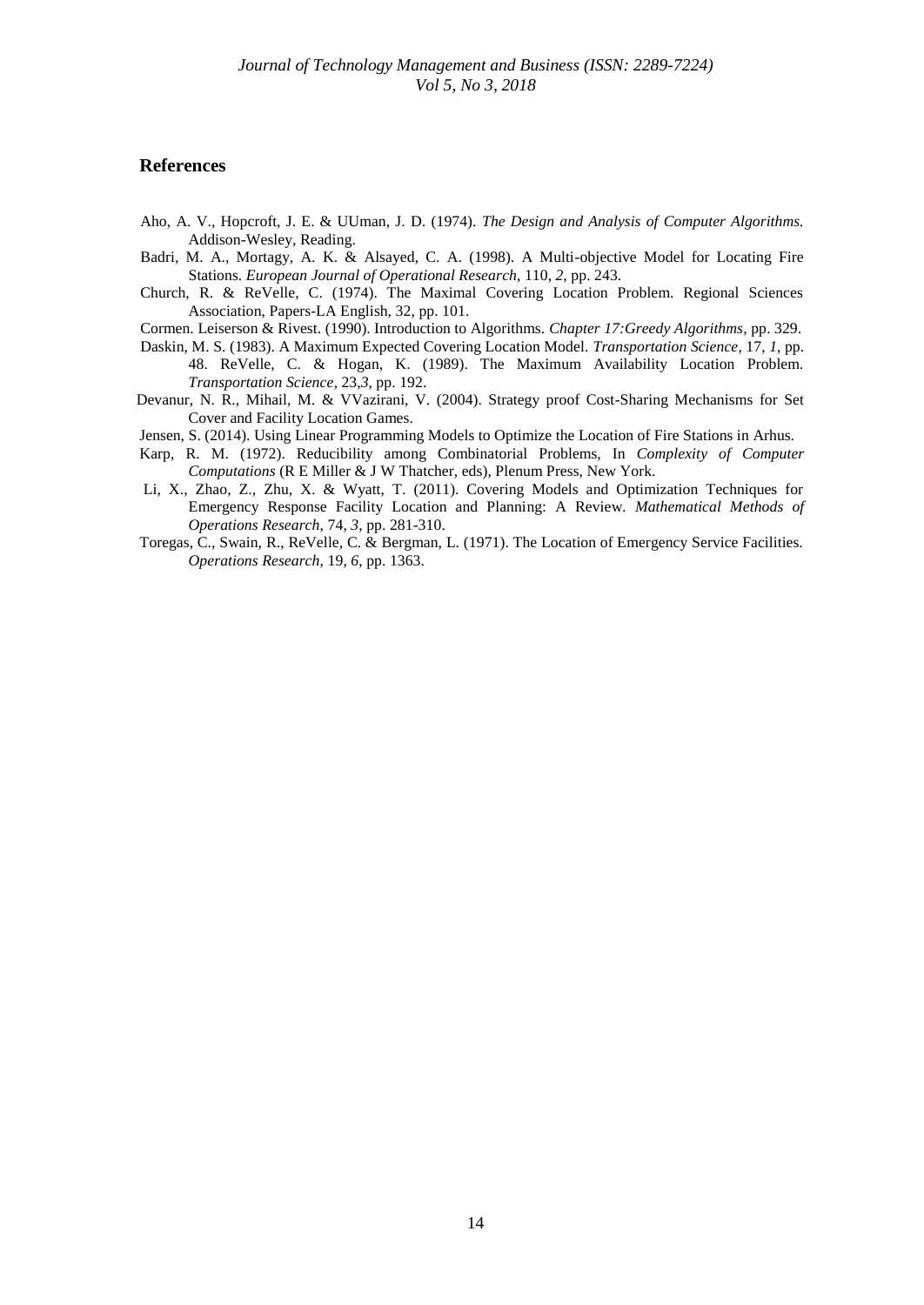## References

Aho, A. V., Hopcroft, J. E. & UUman, J. D. (1974). *The Design and Analysis of Computer Algorithms.* Addison-Wesley, Reading.

Badri, M. A., Mortagy, A. K. & Alsayed, C. A. (1998). A Multi-objective Model for Locating Fire Stations. *European Journal of Operational Research*, 110, *2*, pp. 243.

Church, R. & ReVelle, C. (1974). The Maximal Covering Location Problem. Regional Sciences Association, Papers-LA English, 32, pp. 101.

Cormen. Leiserson & Rivest. (1990). Introduction to Algorithms. *Chapter 17:Greedy Algorithms*, pp. 329.

Daskin, M. S. (1983). A Maximum Expected Covering Location Model. *Transportation Science*, 17, *1*, pp. 48. ReVelle, C. & Hogan, K. (1989). The Maximum Availability Location Problem. *Transportation Science*, 23,*3*, pp. 192.

Devanur, N. R., Mihail, M. & VVazirani, V. (2004). Strategy proof Cost-Sharing Mechanisms for Set Cover and Facility Location Games.

Jensen, S. (2014). Using Linear Programming Models to Optimize the Location of Fire Stations in Arhus.

Karp, R. M. (1972). Reducibility among Combinatorial Problems, In *Complexity of Computer Computations* (R E Miller & J W Thatcher, eds), Plenum Press, New York.

Li, X., Zhao, Z., Zhu, X. & Wyatt, T. (2011). Covering Models and Optimization Techniques for Emergency Response Facility Location and Planning: A Review. *Mathematical Methods of Operations Research*, 74, *3*, pp. 281-310.

Toregas, C., Swain, R., ReVelle, C. & Bergman, L. (1971). The Location of Emergency Service Facilities. *Operations Research*, 19, *6*, pp. 1363.